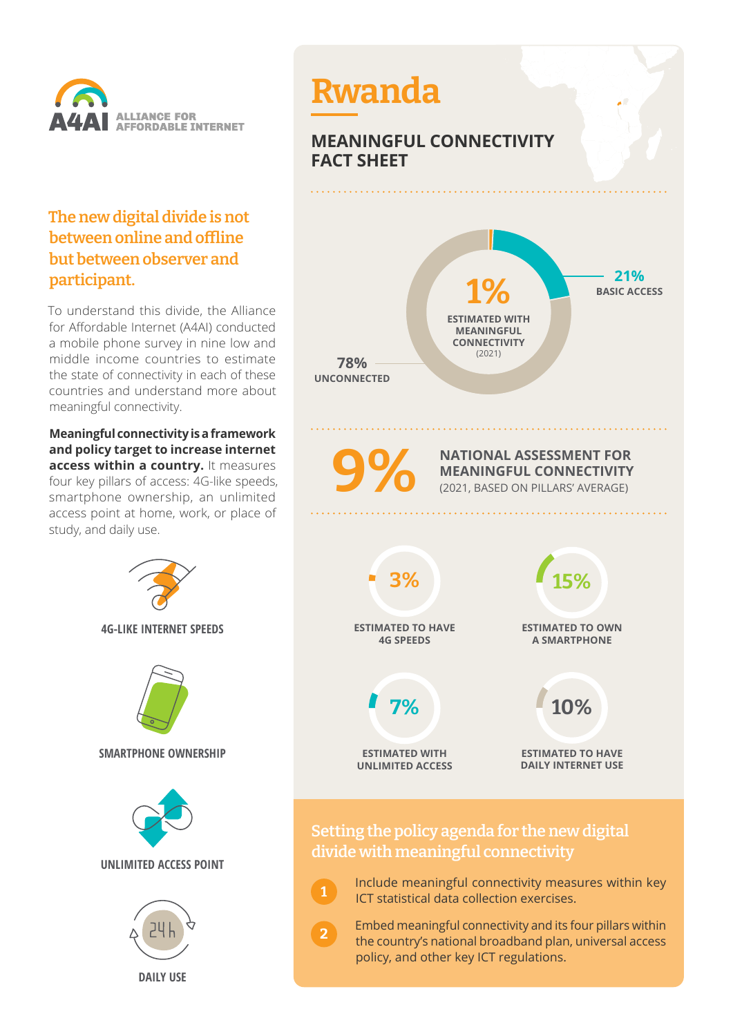**A4AI** ALLIANCE FOR AFFORDABLE INTERNET

## The new digital divide is not between online and offline but between observer and participant.

To understand this divide, the Alliance for Affordable Internet (A4AI) conducted a mobile phone survey in nine low and middle income countries to estimate the state of connectivity in each of these countries and understand more about meaningful connectivity.

**Meaningful connectivity is a framework and policy target to increase internet access within a country.** It measures four key pillars of access: 4G-like speeds, smartphone ownership, an unlimited access point at home, work, or place of study, and daily use.

4G-LIKE INTERNET SPEEDS

SMARTPHONE OWNERSHIP

UNLIMITED ACCESS POINT

DAILY USE

# Rwanda

## MEANINGFUL CONNECTIVITY FACT SHEET

**1%** ESTIMATED WITH MEANINGFUL CONNECTIVITY (2021)

**21%** BASIC ACCESS

**78%** UNCONNECTED

**9%** NATIONAL ASSESSMENT FOR MEANINGFUL CONNECTIVITY (2021, BASED ON PILLARS' AVERAGE)

**3%** ESTIMATED TO HAVE 4G SPEEDS

**15%** ESTIMATED TO OWN A SMARTPHONE

**7%** ESTIMATED WITH UNLIMITED ACCESS

**10%** ESTIMATED TO HAVE DAILY INTERNET USE

## Setting the policy agenda for the new digital divide with meaningful connectivity

1. Include meaningful connectivity measures within key ICT statistical data collection exercises.
2. Embed meaningful connectivity and its four pillars within the country's national broadband plan, universal access policy, and other key ICT regulations.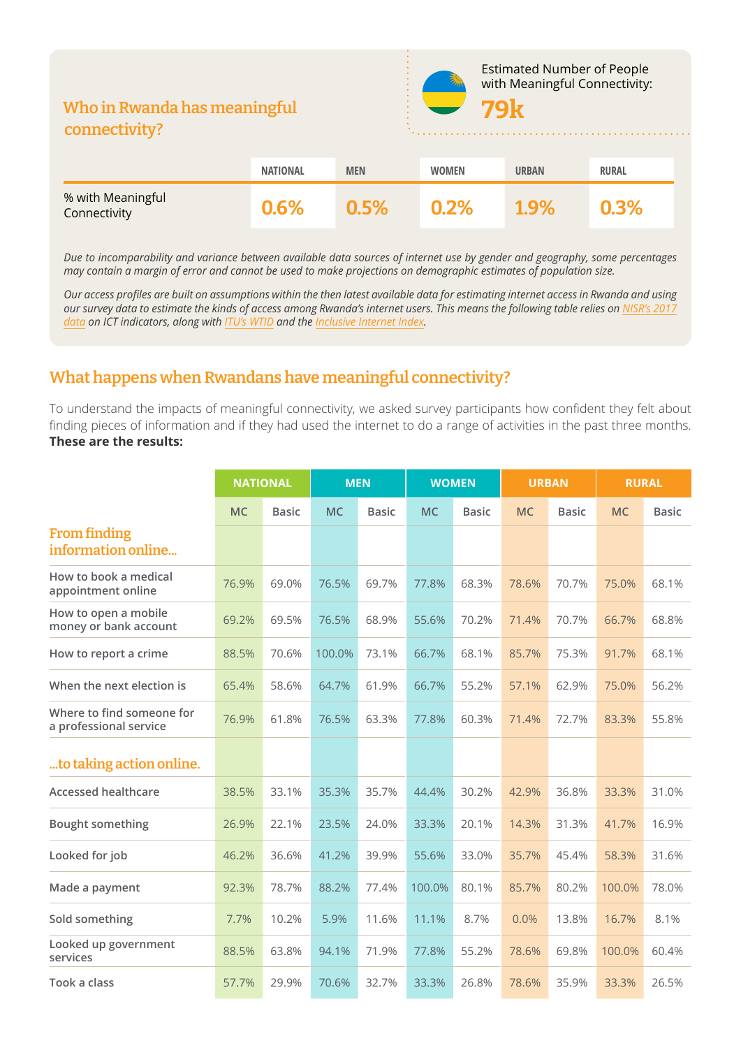## Who in Rwanda has meaningful connectivity?

Estimated Number of People with Meaningful Connectivity:

**79k**

| | NATIONAL | MEN | WOMEN | URBAN | RURAL |
|---|---|---|---|---|---|
| % with Meaningful Connectivity | 0.6% | 0.5% | 0.2% | 1.9% | 0.3% |

*Due to incomparability and variance between available data sources of internet use by gender and geography, some percentages may contain a margin of error and cannot be used to make projections on demographic estimates of population size.*

*Our access profiles are built on assumptions within the then latest available data for estimating internet access in Rwanda and using our survey data to estimate the kinds of access among Rwanda's internet users. This means the following table relies on NISR's 2017 data on ICT indicators, along with ITU's WTID and the Inclusive Internet Index.*

## What happens when Rwandans have meaningful connectivity?

To understand the impacts of meaningful connectivity, we asked survey participants how confident they felt about finding pieces of information and if they had used the internet to do a range of activities in the past three months. **These are the results:**

| | NATIONAL | | MEN | | WOMEN | | URBAN | | RURAL | |
|---|---|---|---|---|---|---|---|---|---|---|
| | MC | Basic | MC | Basic | MC | Basic | MC | Basic | MC | Basic |
| **From finding information online...** | | | | | | | | | | |
| How to book a medical appointment online | 76.9% | 69.0% | 76.5% | 69.7% | 77.8% | 68.3% | 78.6% | 70.7% | 75.0% | 68.1% |
| How to open a mobile money or bank account | 69.2% | 69.5% | 76.5% | 68.9% | 55.6% | 70.2% | 71.4% | 70.7% | 66.7% | 68.8% |
| How to report a crime | 88.5% | 70.6% | 100.0% | 73.1% | 66.7% | 68.1% | 85.7% | 75.3% | 91.7% | 68.1% |
| When the next election is | 65.4% | 58.6% | 64.7% | 61.9% | 66.7% | 55.2% | 57.1% | 62.9% | 75.0% | 56.2% |
| Where to find someone for a professional service | 76.9% | 61.8% | 76.5% | 63.3% | 77.8% | 60.3% | 71.4% | 72.7% | 83.3% | 55.8% |
| **...to taking action online.** | | | | | | | | | | |
| Accessed healthcare | 38.5% | 33.1% | 35.3% | 35.7% | 44.4% | 30.2% | 42.9% | 36.8% | 33.3% | 31.0% |
| Bought something | 26.9% | 22.1% | 23.5% | 24.0% | 33.3% | 20.1% | 14.3% | 31.3% | 41.7% | 16.9% |
| Looked for job | 46.2% | 36.6% | 41.2% | 39.9% | 55.6% | 33.0% | 35.7% | 45.4% | 58.3% | 31.6% |
| Made a payment | 92.3% | 78.7% | 88.2% | 77.4% | 100.0% | 80.1% | 85.7% | 80.2% | 100.0% | 78.0% |
| Sold something | 7.7% | 10.2% | 5.9% | 11.6% | 11.1% | 8.7% | 0.0% | 13.8% | 16.7% | 8.1% |
| Looked up government services | 88.5% | 63.8% | 94.1% | 71.9% | 77.8% | 55.2% | 78.6% | 69.8% | 100.0% | 60.4% |
| Took a class | 57.7% | 29.9% | 70.6% | 32.7% | 33.3% | 26.8% | 78.6% | 35.9% | 33.3% | 26.5% |